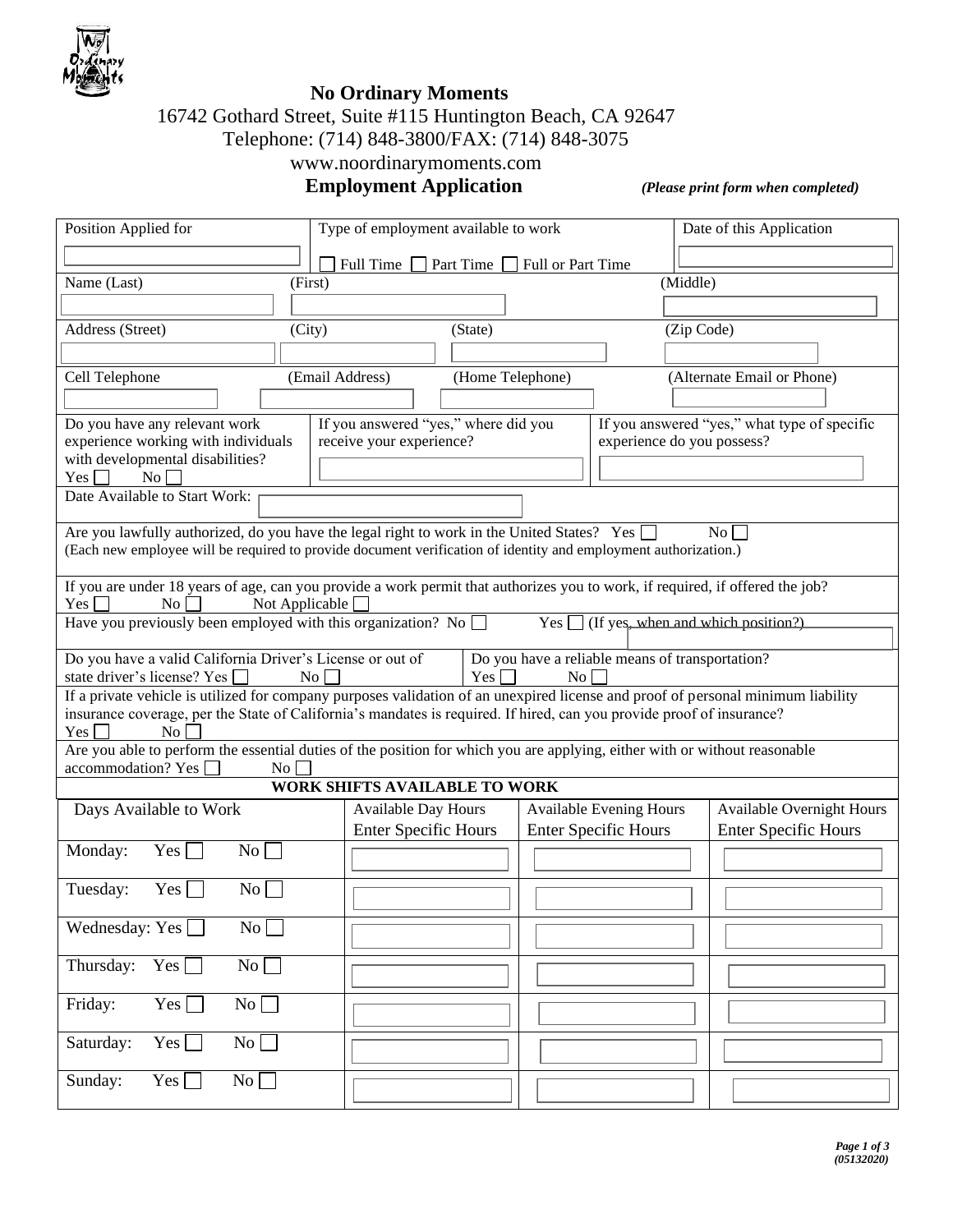# No Ordinary Moments

16742 Gothard Street, Suite #115 Huntington Beach, CA 92647
Telephone: (714) 848-3800/FAX: (714) 848-3075
www.noordinarymoments.com

## Employment Application

*(Please print form when completed)*

| Position Applied for | Type of employment available to work | Date of this Application |
|---|---|---|
| | ☐ Full Time ☐ Part Time ☐ Full or Part Time | |

| Name (Last) | (First) | (Middle) |
|---|---|---|
| | | |

| Address (Street) | (City) | (State) | (Zip Code) |
|---|---|---|---|
| | | | |

| Cell Telephone | (Email Address) | (Home Telephone) | (Alternate Email or Phone) |
|---|---|---|---|
| | | | |

| Do you have any relevant work experience working with individuals with developmental disabilities? Yes ☐ No ☐ | If you answered "yes," where did you receive your experience? | If you answered "yes," what type of specific experience do you possess? |
|---|---|---|

Date Available to Start Work:

Are you lawfully authorized, do you have the legal right to work in the United States? Yes ☐ No ☐
(Each new employee will be required to provide document verification of identity and employment authorization.)

If you are under 18 years of age, can you provide a work permit that authorizes you to work, if required, if offered the job?
Yes ☐ No ☐ Not Applicable ☐

Have you previously been employed with this organization? No ☐ Yes ☐ (If yes, when and which position?)

Do you have a valid California Driver's License or out of state driver's license? Yes ☐ No ☐

Do you have a reliable means of transportation? Yes ☐ No ☐

If a private vehicle is utilized for company purposes validation of an unexpired license and proof of personal minimum liability insurance coverage, per the State of California's mandates is required. If hired, can you provide proof of insurance?
Yes ☐ No ☐

Are you able to perform the essential duties of the position for which you are applying, either with or without reasonable accommodation? Yes ☐ No ☐

### WORK SHIFTS AVAILABLE TO WORK

| Days Available to Work | Available Day Hours Enter Specific Hours | Available Evening Hours Enter Specific Hours | Available Overnight Hours Enter Specific Hours |
|---|---|---|---|
| Monday: Yes ☐ No ☐ | | | |
| Tuesday: Yes ☐ No ☐ | | | |
| Wednesday: Yes ☐ No ☐ | | | |
| Thursday: Yes ☐ No ☐ | | | |
| Friday: Yes ☐ No ☐ | | | |
| Saturday: Yes ☐ No ☐ | | | |
| Sunday: Yes ☐ No ☐ | | | |

*(05132020)*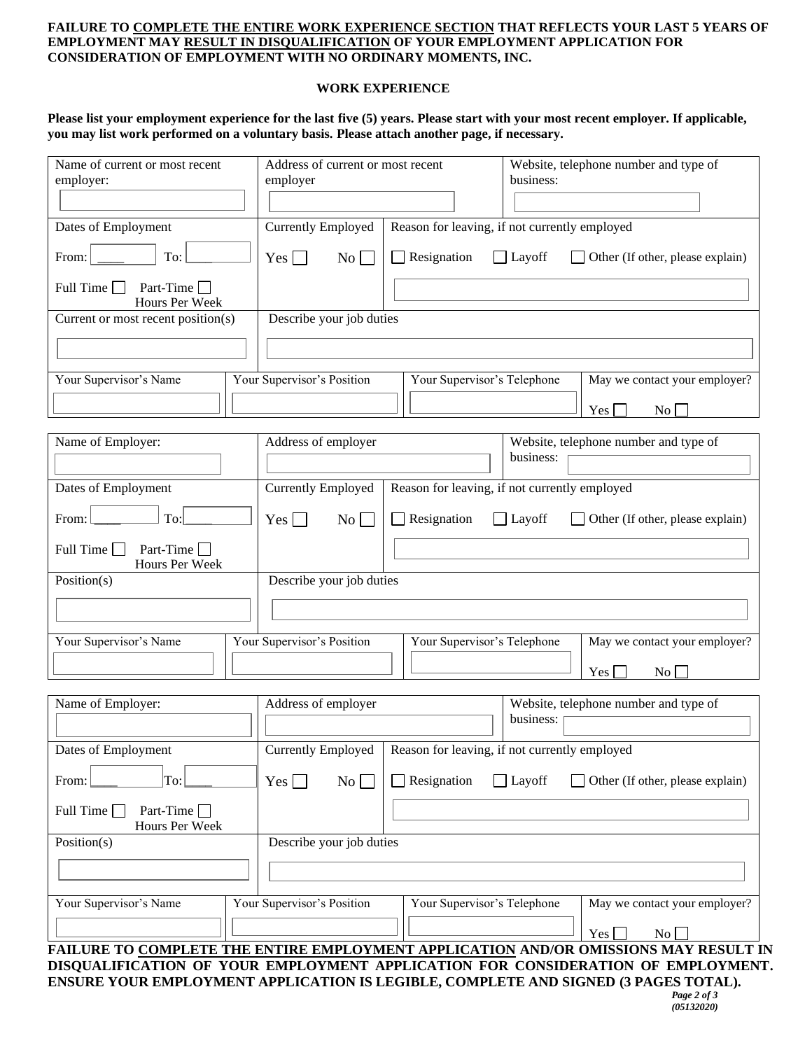**FAILURE TO <u>COMPLETE THE ENTIRE WORK EXPERIENCE SECTION</u> THAT REFLECTS YOUR LAST 5 YEARS OF EMPLOYMENT MAY <u>RESULT IN DISQUALIFICATION</u> OF YOUR EMPLOYMENT APPLICATION FOR CONSIDERATION OF EMPLOYMENT WITH NO ORDINARY MOMENTS, INC.**

## WORK EXPERIENCE

**Please list your employment experience for the last five (5) years. Please start with your most recent employer. If applicable, you may list work performed on a voluntary basis. Please attach another page, if necessary.**

| Name of current or most recent employer: | Address of current or most recent employer | Website, telephone number and type of business: |
|---|---|---|
| | | |

| Dates of Employment | Currently Employed | Reason for leaving, if not currently employed |
|---|---|---|
| From: ____ To: ____ | Yes ☐ No ☐ | ☐ Resignation ☐ Layoff ☐ Other (If other, please explain) |
| Full Time ☐ Part-Time ☐ Hours Per Week | | |

| Current or most recent position(s) | Describe your job duties |
|---|---|
| | |

| Your Supervisor's Name | Your Supervisor's Position | Your Supervisor's Telephone | May we contact your employer? |
|---|---|---|---|
| | | | Yes ☐ No ☐ |

| Name of Employer: | Address of employer | Website, telephone number and type of business: |
|---|---|---|
| | | |

| Dates of Employment | Currently Employed | Reason for leaving, if not currently employed |
|---|---|---|
| From: ____ To: ____ | Yes ☐ No ☐ | ☐ Resignation ☐ Layoff ☐ Other (If other, please explain) |
| Full Time ☐ Part-Time ☐ Hours Per Week | | |

| Position(s) | Describe your job duties |
|---|---|
| | |

| Your Supervisor's Name | Your Supervisor's Position | Your Supervisor's Telephone | May we contact your employer? |
|---|---|---|---|
| | | | Yes ☐ No ☐ |

| Name of Employer: | Address of employer | Website, telephone number and type of business: |
|---|---|---|
| | | |

| Dates of Employment | Currently Employed | Reason for leaving, if not currently employed |
|---|---|---|
| From: ____ To: ____ | Yes ☐ No ☐ | ☐ Resignation ☐ Layoff ☐ Other (If other, please explain) |
| Full Time ☐ Part-Time ☐ Hours Per Week | | |

| Position(s) | Describe your job duties |
|---|---|
| | |

| Your Supervisor's Name | Your Supervisor's Position | Your Supervisor's Telephone | May we contact your employer? |
|---|---|---|---|
| | | | Yes ☐ No ☐ |

**FAILURE TO <u>COMPLETE THE ENTIRE EMPLOYMENT APPLICATION</u> AND/OR OMISSIONS MAY RESULT IN DISQUALIFICATION OF YOUR EMPLOYMENT APPLICATION FOR CONSIDERATION OF EMPLOYMENT. ENSURE YOUR EMPLOYMENT APPLICATION IS LEGIBLE, COMPLETE AND SIGNED (3 PAGES TOTAL).**

*(05132020)*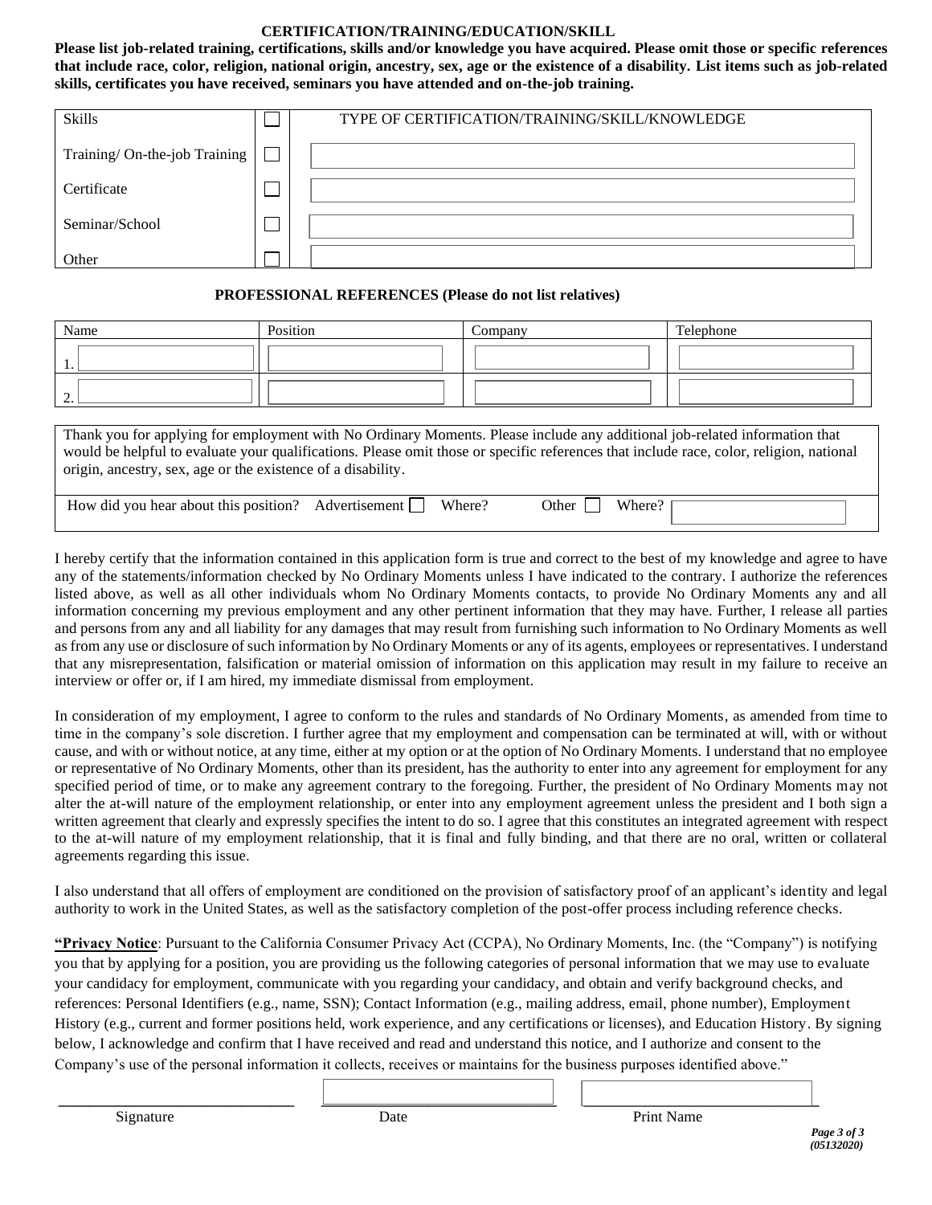## CERTIFICATION/TRAINING/EDUCATION/SKILL

**Please list job-related training, certifications, skills and/or knowledge you have acquired. Please omit those or specific references that include race, color, religion, national origin, ancestry, sex, age or the existence of a disability. List items such as job-related skills, certificates you have received, seminars you have attended and on-the-job training.**

| Skills | ☐ | TYPE OF CERTIFICATION/TRAINING/SKILL/KNOWLEDGE |
|---|---|---|
| Training/ On-the-job Training | ☐ | |
| Certificate | ☐ | |
| Seminar/School | ☐ | |
| Other | ☐ | |

## PROFESSIONAL REFERENCES (Please do not list relatives)

| Name | Position | Company | Telephone |
|---|---|---|---|
| 1. | | | |
| 2. | | | |

Thank you for applying for employment with No Ordinary Moments. Please include any additional job-related information that would be helpful to evaluate your qualifications. Please omit those or specific references that include race, color, religion, national origin, ancestry, sex, age or the existence of a disability.

How did you hear about this position? Advertisement ☐ Where? Other ☐ Where?

I hereby certify that the information contained in this application form is true and correct to the best of my knowledge and agree to have any of the statements/information checked by No Ordinary Moments unless I have indicated to the contrary. I authorize the references listed above, as well as all other individuals whom No Ordinary Moments contacts, to provide No Ordinary Moments any and all information concerning my previous employment and any other pertinent information that they may have. Further, I release all parties and persons from any and all liability for any damages that may result from furnishing such information to No Ordinary Moments as well as from any use or disclosure of such information by No Ordinary Moments or any of its agents, employees or representatives. I understand that any misrepresentation, falsification or material omission of information on this application may result in my failure to receive an interview or offer or, if I am hired, my immediate dismissal from employment.

In consideration of my employment, I agree to conform to the rules and standards of No Ordinary Moments, as amended from time to time in the company's sole discretion. I further agree that my employment and compensation can be terminated at will, with or without cause, and with or without notice, at any time, either at my option or at the option of No Ordinary Moments. I understand that no employee or representative of No Ordinary Moments, other than its president, has the authority to enter into any agreement for employment for any specified period of time, or to make any agreement contrary to the foregoing. Further, the president of No Ordinary Moments may not alter the at-will nature of the employment relationship, or enter into any employment agreement unless the president and I both sign a written agreement that clearly and expressly specifies the intent to do so. I agree that this constitutes an integrated agreement with respect to the at-will nature of my employment relationship, that it is final and fully binding, and that there are no oral, written or collateral agreements regarding this issue.

I also understand that all offers of employment are conditioned on the provision of satisfactory proof of an applicant's identity and legal authority to work in the United States, as well as the satisfactory completion of the post-offer process including reference checks.

**"Privacy Notice**: Pursuant to the California Consumer Privacy Act (CCPA), No Ordinary Moments, Inc. (the "Company") is notifying you that by applying for a position, you are providing us the following categories of personal information that we may use to evaluate your candidacy for employment, communicate with you regarding your candidacy, and obtain and verify background checks, and references: Personal Identifiers (e.g., name, SSN); Contact Information (e.g., mailing address, email, phone number), Employment History (e.g., current and former positions held, work experience, and any certifications or licenses), and Education History. By signing below, I acknowledge and confirm that I have received and read and understand this notice, and I authorize and consent to the Company's use of the personal information it collects, receives or maintains for the business purposes identified above."

| Signature | Date | Print Name |
|---|---|---|
| | | |

(05132020)